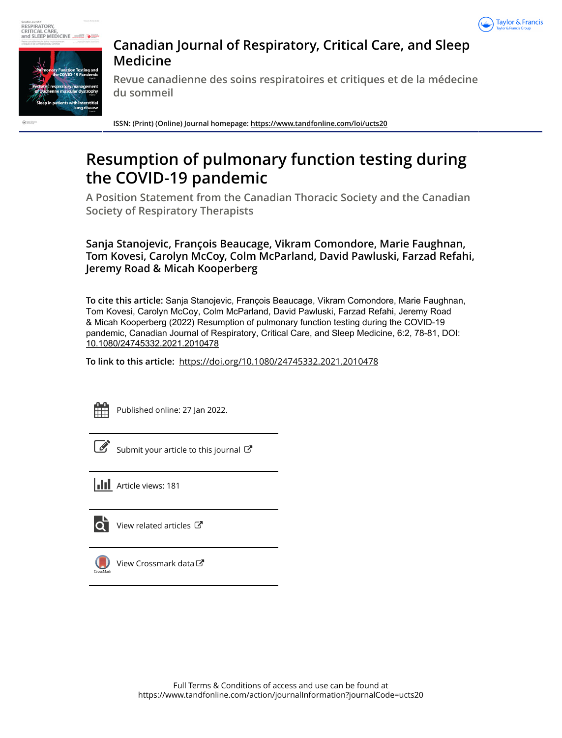# Canadian Journal of Respiratory, Critical Care, and Sleep Medicine

Revue canadienne des soins respiratoires et critiques et de la médecine du sommeil

**ISSN: (Print) (Online) Journal homepage:** https://www.tandfonline.com/loi/ucts20

# Resumption of pulmonary function testing during the COVID-19 pandemic

## A Position Statement from the Canadian Thoracic Society and the Canadian Society of Respiratory Therapists

**Sanja Stanojevic, François Beaucage, Vikram Comondore, Marie Faughnan, Tom Kovesi, Carolyn McCoy, Colm McParland, David Pawluski, Farzad Refahi, Jeremy Road & Micah Kooperberg**

**To cite this article:** Sanja Stanojevic, François Beaucage, Vikram Comondore, Marie Faughnan, Tom Kovesi, Carolyn McCoy, Colm McParland, David Pawluski, Farzad Refahi, Jeremy Road & Micah Kooperberg (2022) Resumption of pulmonary function testing during the COVID-19 pandemic, Canadian Journal of Respiratory, Critical Care, and Sleep Medicine, 6:2, 78-81, DOI: 10.1080/24745332.2021.2010478

**To link to this article:** https://doi.org/10.1080/24745332.2021.2010478

Published online: 27 Jan 2022.

Submit your article to this journal

Article views: 181

View related articles

View Crossmark data

Full Terms & Conditions of access and use can be found at https://www.tandfonline.com/action/journalInformation?journalCode=ucts20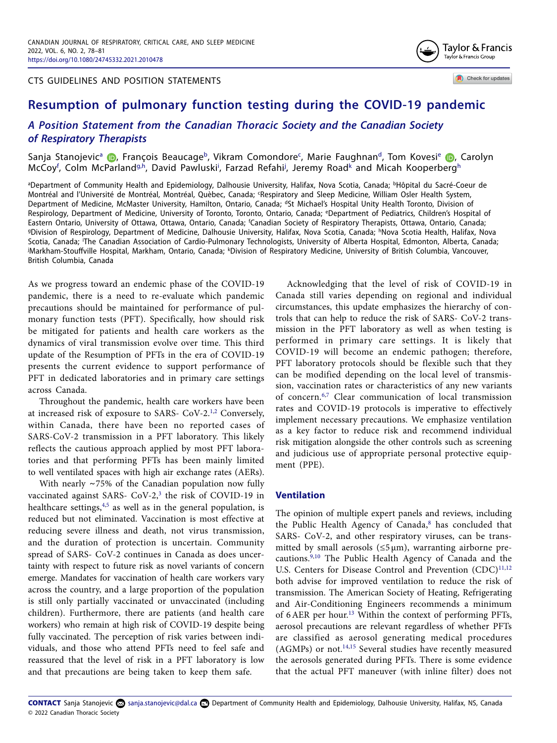# Resumption of pulmonary function testing during the COVID-19 pandemic

## *A Position Statement from the Canadian Thoracic Society and the Canadian Society of Respiratory Therapists*

Sanja Stanojevic[a], François Beaucage[b], Vikram Comondore[c], Marie Faughnan[d], Tom Kovesi[e], Carolyn McCoy[f], Colm McParland[g,h], David Pawluski[i], Farzad Refahi[j], Jeremy Road[k] and Micah Kooperberg[h]

[a]Department of Community Health and Epidemiology, Dalhousie University, Halifax, Nova Scotia, Canada; [b]Hôpital du Sacré-Coeur de Montréal and l'Université de Montréal, Montréal, Quèbec, Canada; [c]Respiratory and Sleep Medicine, William Osler Health System, Department of Medicine, McMaster University, Hamilton, Ontario, Canada; [d]St Michael's Hospital Unity Health Toronto, Division of Respirology, Department of Medicine, University of Toronto, Toronto, Ontario, Canada; [e]Department of Pediatrics, Children's Hospital of Eastern Ontario, University of Ottawa, Ottawa, Ontario, Canada; [f]Canadian Society of Respiratory Therapists, Ottawa, Ontario, Canada; [g]Division of Respirology, Department of Medicine, Dalhousie University, Halifax, Nova Scotia, Canada; [h]Nova Scotia Health, Halifax, Nova Scotia, Canada; [i]The Canadian Association of Cardio-Pulmonary Technologists, University of Alberta Hospital, Edmonton, Alberta, Canada; [j]Markham-Stouffville Hospital, Markham, Ontario, Canada; [k]Division of Respiratory Medicine, University of British Columbia, Vancouver, British Columbia, Canada

As we progress toward an endemic phase of the COVID-19 pandemic, there is a need to re-evaluate which pandemic precautions should be maintained for performance of pulmonary function tests (PFT). Specifically, how should risk be mitigated for patients and health care workers as the dynamics of viral transmission evolve over time. This third update of the Resumption of PFTs in the era of COVID-19 presents the current evidence to support performance of PFT in dedicated laboratories and in primary care settings across Canada.

Throughout the pandemic, health care workers have been at increased risk of exposure to SARS- CoV-2.[1,2] Conversely, within Canada, there have been no reported cases of SARS-CoV-2 transmission in a PFT laboratory. This likely reflects the cautious approach applied by most PFT laboratories and that performing PFTs has been mainly limited to well ventilated spaces with high air exchange rates (AERs).

With nearly ~75% of the Canadian population now fully vaccinated against SARS- CoV-2,[3] the risk of COVID-19 in healthcare settings,[4,5] as well as in the general population, is reduced but not eliminated. Vaccination is most effective at reducing severe illness and death, not virus transmission, and the duration of protection is uncertain. Community spread of SARS- CoV-2 continues in Canada as does uncertainty with respect to future risk as novel variants of concern emerge. Mandates for vaccination of health care workers vary across the country, and a large proportion of the population is still only partially vaccinated or unvaccinated (including children). Furthermore, there are patients (and health care workers) who remain at high risk of COVID-19 despite being fully vaccinated. The perception of risk varies between individuals, and those who attend PFTs need to feel safe and reassured that the level of risk in a PFT laboratory is low and that precautions are being taken to keep them safe.

Acknowledging that the level of risk of COVID-19 in Canada still varies depending on regional and individual circumstances, this update emphasizes the hierarchy of controls that can help to reduce the risk of SARS- CoV-2 transmission in the PFT laboratory as well as when testing is performed in primary care settings. It is likely that COVID-19 will become an endemic pathogen; therefore, PFT laboratory protocols should be flexible such that they can be modified depending on the local level of transmission, vaccination rates or characteristics of any new variants of concern.[6,7] Clear communication of local transmission rates and COVID-19 protocols is imperative to effectively implement necessary precautions. We emphasize ventilation as a key factor to reduce risk and recommend individual risk mitigation alongside the other controls such as screening and judicious use of appropriate personal protective equipment (PPE).

## Ventilation

The opinion of multiple expert panels and reviews, including the Public Health Agency of Canada,[8] has concluded that SARS- CoV-2, and other respiratory viruses, can be transmitted by small aerosols (≤5 µm), warranting airborne precautions.[9,10] The Public Health Agency of Canada and the U.S. Centers for Disease Control and Prevention (CDC)[11,12] both advise for improved ventilation to reduce the risk of transmission. The American Society of Heating, Refrigerating and Air-Conditioning Engineers recommends a minimum of 6 AER per hour.[13] Within the context of performing PFTs, aerosol precautions are relevant regardless of whether PFTs are classified as aerosol generating medical procedures (AGMPs) or not.[14,15] Several studies have recently measured the aerosols generated during PFTs. There is some evidence that the actual PFT maneuver (with inline filter) does not

**CONTACT** Sanja Stanojevic sanja.stanojevic@dal.ca Department of Community Health and Epidemiology, Dalhousie University, Halifax, NS, Canada
© 2022 Canadian Thoracic Society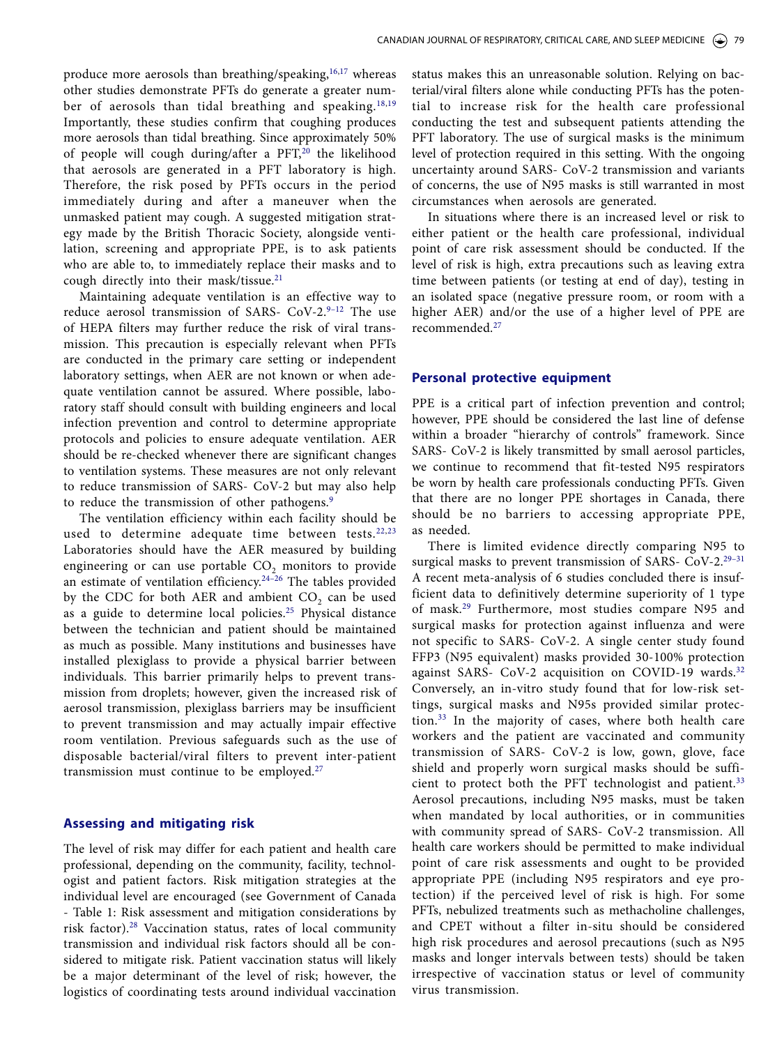produce more aerosols than breathing/speaking,[16,17] whereas other studies demonstrate PFTs do generate a greater number of aerosols than tidal breathing and speaking.[18,19] Importantly, these studies confirm that coughing produces more aerosols than tidal breathing. Since approximately 50% of people will cough during/after a PFT,[20] the likelihood that aerosols are generated in a PFT laboratory is high. Therefore, the risk posed by PFTs occurs in the period immediately during and after a maneuver when the unmasked patient may cough. A suggested mitigation strategy made by the British Thoracic Society, alongside ventilation, screening and appropriate PPE, is to ask patients who are able to, to immediately replace their masks and to cough directly into their mask/tissue.[21]

Maintaining adequate ventilation is an effective way to reduce aerosol transmission of SARS- CoV-2.[9–12] The use of HEPA filters may further reduce the risk of viral transmission. This precaution is especially relevant when PFTs are conducted in the primary care setting or independent laboratory settings, when AER are not known or when adequate ventilation cannot be assured. Where possible, laboratory staff should consult with building engineers and local infection prevention and control to determine appropriate protocols and policies to ensure adequate ventilation. AER should be re-checked whenever there are significant changes to ventilation systems. These measures are not only relevant to reduce transmission of SARS- CoV-2 but may also help to reduce the transmission of other pathogens.[9]

The ventilation efficiency within each facility should be used to determine adequate time between tests.[22,23] Laboratories should have the AER measured by building engineering or can use portable $CO_2$ monitors to provide an estimate of ventilation efficiency.[24–26] The tables provided by the CDC for both AER and ambient $CO_2$ can be used as a guide to determine local policies.[25] Physical distance between the technician and patient should be maintained as much as possible. Many institutions and businesses have installed plexiglass to provide a physical barrier between individuals. This barrier primarily helps to prevent transmission from droplets; however, given the increased risk of aerosol transmission, plexiglass barriers may be insufficient to prevent transmission and may actually impair effective room ventilation. Previous safeguards such as the use of disposable bacterial/viral filters to prevent inter-patient transmission must continue to be employed.[27]

## Assessing and mitigating risk

The level of risk may differ for each patient and health care professional, depending on the community, facility, technologist and patient factors. Risk mitigation strategies at the individual level are encouraged (see Government of Canada - Table 1: Risk assessment and mitigation considerations by risk factor).[28] Vaccination status, rates of local community transmission and individual risk factors should all be considered to mitigate risk. Patient vaccination status will likely be a major determinant of the level of risk; however, the logistics of coordinating tests around individual vaccination status makes this an unreasonable solution. Relying on bacterial/viral filters alone while conducting PFTs has the potential to increase risk for the health care professional conducting the test and subsequent patients attending the PFT laboratory. The use of surgical masks is the minimum level of protection required in this setting. With the ongoing uncertainty around SARS- CoV-2 transmission and variants of concerns, the use of N95 masks is still warranted in most circumstances when aerosols are generated.

In situations where there is an increased level or risk to either patient or the health care professional, individual point of care risk assessment should be conducted. If the level of risk is high, extra precautions such as leaving extra time between patients (or testing at end of day), testing in an isolated space (negative pressure room, or room with a higher AER) and/or the use of a higher level of PPE are recommended.[27]

## Personal protective equipment

PPE is a critical part of infection prevention and control; however, PPE should be considered the last line of defense within a broader "hierarchy of controls" framework. Since SARS- CoV-2 is likely transmitted by small aerosol particles, we continue to recommend that fit-tested N95 respirators be worn by health care professionals conducting PFTs. Given that there are no longer PPE shortages in Canada, there should be no barriers to accessing appropriate PPE, as needed.

There is limited evidence directly comparing N95 to surgical masks to prevent transmission of SARS- CoV-2.[29–31] A recent meta-analysis of 6 studies concluded there is insufficient data to definitively determine superiority of 1 type of mask.[29] Furthermore, most studies compare N95 and surgical masks for protection against influenza and were not specific to SARS- CoV-2. A single center study found FFP3 (N95 equivalent) masks provided 30-100% protection against SARS- CoV-2 acquisition on COVID-19 wards.[32] Conversely, an in-vitro study found that for low-risk settings, surgical masks and N95s provided similar protection.[33] In the majority of cases, where both health care workers and the patient are vaccinated and community transmission of SARS- CoV-2 is low, gown, glove, face shield and properly worn surgical masks should be sufficient to protect both the PFT technologist and patient.[33] Aerosol precautions, including N95 masks, must be taken when mandated by local authorities, or in communities with community spread of SARS- CoV-2 transmission. All health care workers should be permitted to make individual point of care risk assessments and ought to be provided appropriate PPE (including N95 respirators and eye protection) if the perceived level of risk is high. For some PFTs, nebulized treatments such as methacholine challenges, and CPET without a filter in-situ should be considered high risk procedures and aerosol precautions (such as N95 masks and longer intervals between tests) should be taken irrespective of vaccination status or level of community virus transmission.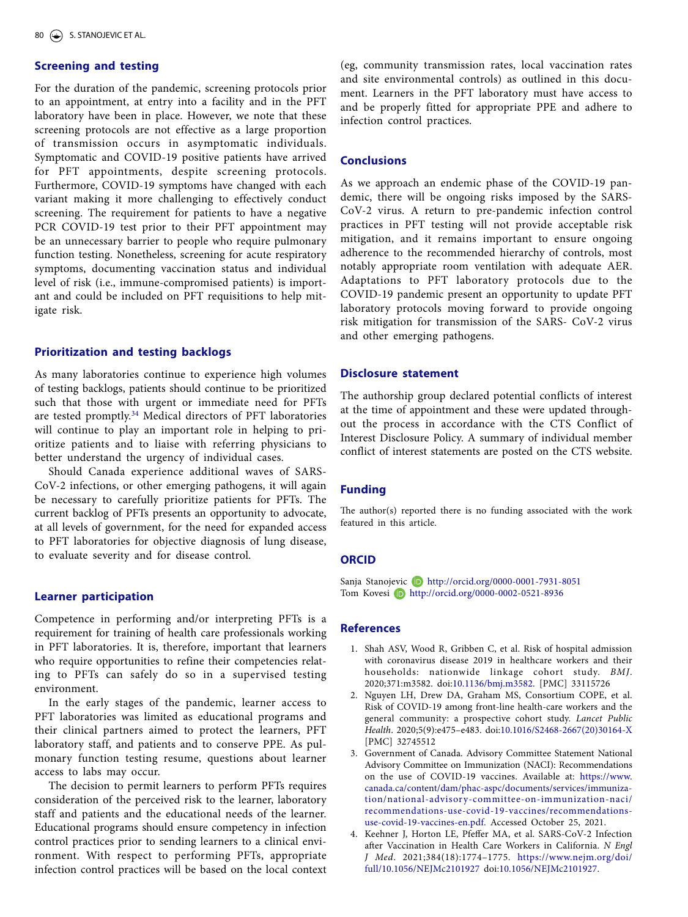## Screening and testing

For the duration of the pandemic, screening protocols prior to an appointment, at entry into a facility and in the PFT laboratory have been in place. However, we note that these screening protocols are not effective as a large proportion of transmission occurs in asymptomatic individuals. Symptomatic and COVID-19 positive patients have arrived for PFT appointments, despite screening protocols. Furthermore, COVID-19 symptoms have changed with each variant making it more challenging to effectively conduct screening. The requirement for patients to have a negative PCR COVID-19 test prior to their PFT appointment may be an unnecessary barrier to people who require pulmonary function testing. Nonetheless, screening for acute respiratory symptoms, documenting vaccination status and individual level of risk (i.e., immune-compromised patients) is important and could be included on PFT requisitions to help mitigate risk.

## Prioritization and testing backlogs

As many laboratories continue to experience high volumes of testing backlogs, patients should continue to be prioritized such that those with urgent or immediate need for PFTs are tested promptly.[34] Medical directors of PFT laboratories will continue to play an important role in helping to prioritize patients and to liaise with referring physicians to better understand the urgency of individual cases.

Should Canada experience additional waves of SARS-CoV-2 infections, or other emerging pathogens, it will again be necessary to carefully prioritize patients for PFTs. The current backlog of PFTs presents an opportunity to advocate, at all levels of government, for the need for expanded access to PFT laboratories for objective diagnosis of lung disease, to evaluate severity and for disease control.

## Learner participation

Competence in performing and/or interpreting PFTs is a requirement for training of health care professionals working in PFT laboratories. It is, therefore, important that learners who require opportunities to refine their competencies relating to PFTs can safely do so in a supervised testing environment.

In the early stages of the pandemic, learner access to PFT laboratories was limited as educational programs and their clinical partners aimed to protect the learners, PFT laboratory staff, and patients and to conserve PPE. As pulmonary function testing resume, questions about learner access to labs may occur.

The decision to permit learners to perform PFTs requires consideration of the perceived risk to the learner, laboratory staff and patients and the educational needs of the learner. Educational programs should ensure competency in infection control practices prior to sending learners to a clinical environment. With respect to performing PFTs, appropriate infection control practices will be based on the local context (eg, community transmission rates, local vaccination rates and site environmental controls) as outlined in this document. Learners in the PFT laboratory must have access to and be properly fitted for appropriate PPE and adhere to infection control practices.

## Conclusions

As we approach an endemic phase of the COVID-19 pandemic, there will be ongoing risks imposed by the SARS-CoV-2 virus. A return to pre-pandemic infection control practices in PFT testing will not provide acceptable risk mitigation, and it remains important to ensure ongoing adherence to the recommended hierarchy of controls, most notably appropriate room ventilation with adequate AER. Adaptations to PFT laboratory protocols due to the COVID-19 pandemic present an opportunity to update PFT laboratory protocols moving forward to provide ongoing risk mitigation for transmission of the SARS- CoV-2 virus and other emerging pathogens.

## Disclosure statement

The authorship group declared potential conflicts of interest at the time of appointment and these were updated throughout the process in accordance with the CTS Conflict of Interest Disclosure Policy. A summary of individual member conflict of interest statements are posted on the CTS website.

## Funding

The author(s) reported there is no funding associated with the work featured in this article.

## ORCID

Sanja Stanojevic http://orcid.org/0000-0001-7931-8051
Tom Kovesi http://orcid.org/0000-0002-0521-8936

## References

1. Shah ASV, Wood R, Gribben C, et al. Risk of hospital admission with coronavirus disease 2019 in healthcare workers and their households: nationwide linkage cohort study. *BMJ*. 2020;371:m3582. doi:10.1136/bmj.m3582. [PMC] 33115726
2. Nguyen LH, Drew DA, Graham MS, Consortium COPE, et al. Risk of COVID-19 among front-line health-care workers and the general community: a prospective cohort study. *Lancet Public Health*. 2020;5(9):e475–e483. doi:10.1016/S2468-2667(20)30164-X [PMC] 32745512
3. Government of Canada. Advisory Committee Statement National Advisory Committee on Immunization (NACI): Recommendations on the use of COVID-19 vaccines. Available at: https://www.canada.ca/content/dam/phac-aspc/documents/services/immunization/national-advisory-committee-on-immunization-naci/recommendations-use-covid-19-vaccines/recommendations-use-covid-19-vaccines-en.pdf. Accessed October 25, 2021.
4. Keehner J, Horton LE, Pfeffer MA, et al. SARS-CoV-2 Infection after Vaccination in Health Care Workers in California. *N Engl J Med*. 2021;384(18):1774–1775. https://www.nejm.org/doi/full/10.1056/NEJMc2101927 doi:10.1056/NEJMc2101927.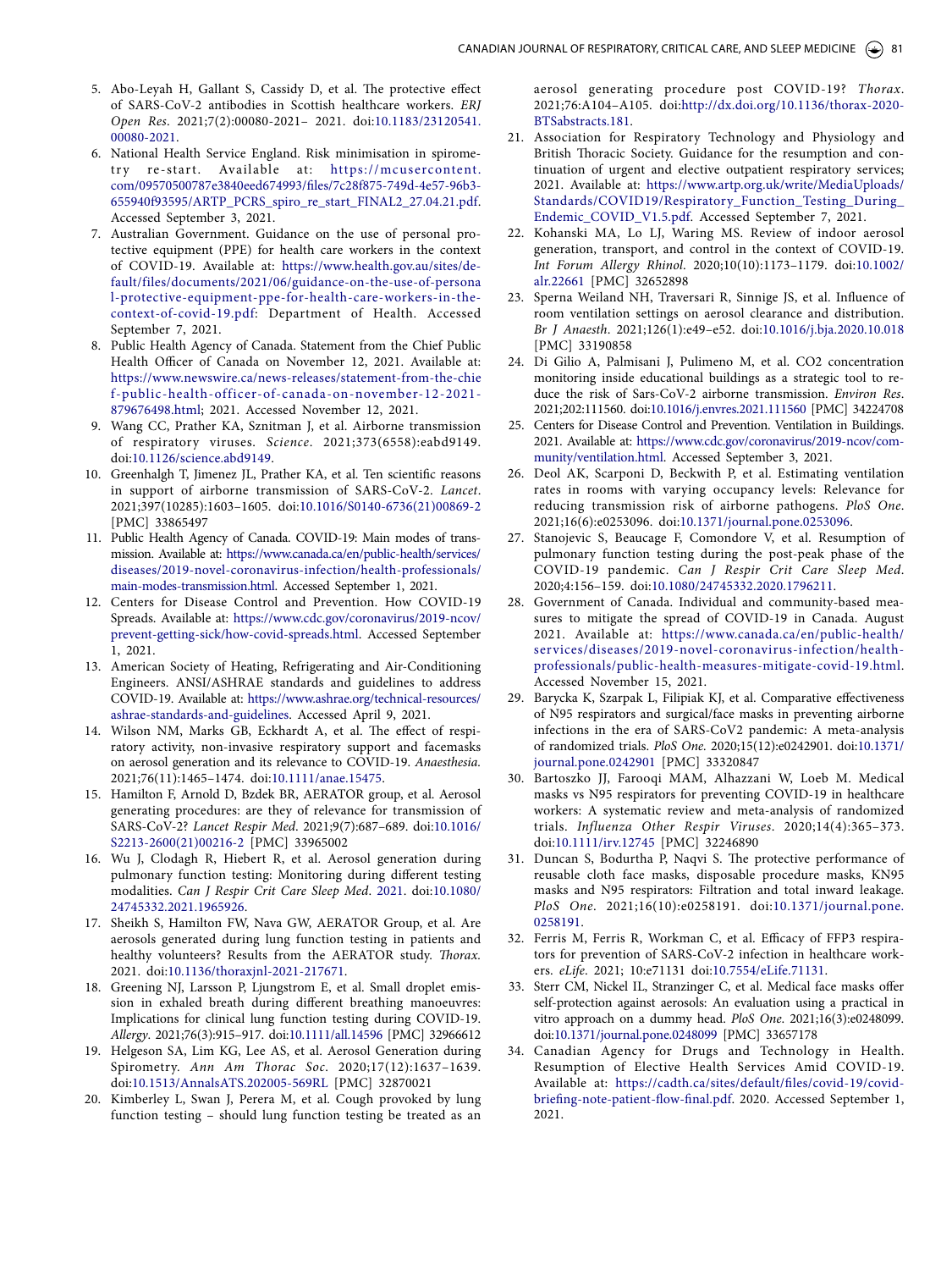5. Abo-Leyah H, Gallant S, Cassidy D, et al. The protective effect of SARS-CoV-2 antibodies in Scottish healthcare workers. *ERJ Open Res*. 2021;7(2):00080-2021– 2021. doi:10.1183/23120541.00080-2021.
6. National Health Service England. Risk minimisation in spirometry re-start. Available at: https://mcusercontent.com/09570500787e3840eed674993/files/7c28f875-749d-4e57-96b3-655940f93595/ARTP_PCRS_spiro_re_start_FINAL2_27.04.21.pdf. Accessed September 3, 2021.
7. Australian Government. Guidance on the use of personal protective equipment (PPE) for health care workers in the context of COVID-19. Available at: https://www.health.gov.au/sites/default/files/documents/2021/06/guidance-on-the-use-of-personal-protective-equipment-ppe-for-health-care-workers-in-the-context-of-covid-19.pdf: Department of Health. Accessed September 7, 2021.
8. Public Health Agency of Canada. Statement from the Chief Public Health Officer of Canada on November 12, 2021. Available at: https://www.newswire.ca/news-releases/statement-from-the-chief-public-health-officer-of-canada-on-november-12-2021-879676498.html; 2021. Accessed November 12, 2021.
9. Wang CC, Prather KA, Sznitman J, et al. Airborne transmission of respiratory viruses. *Science*. 2021;373(6558):eabd9149. doi:10.1126/science.abd9149.
10. Greenhalgh T, Jimenez JL, Prather KA, et al. Ten scientific reasons in support of airborne transmission of SARS-CoV-2. *Lancet*. 2021;397(10285):1603–1605. doi:10.1016/S0140-6736(21)00869-2 [PMC] 33865497
11. Public Health Agency of Canada. COVID-19: Main modes of transmission. Available at: https://www.canada.ca/en/public-health/services/diseases/2019-novel-coronavirus-infection/health-professionals/main-modes-transmission.html. Accessed September 1, 2021.
12. Centers for Disease Control and Prevention. How COVID-19 Spreads. Available at: https://www.cdc.gov/coronavirus/2019-ncov/prevent-getting-sick/how-covid-spreads.html. Accessed September 1, 2021.
13. American Society of Heating, Refrigerating and Air-Conditioning Engineers. ANSI/ASHRAE standards and guidelines to address COVID-19. Available at: https://www.ashrae.org/technical-resources/ashrae-standards-and-guidelines. Accessed April 9, 2021.
14. Wilson NM, Marks GB, Eckhardt A, et al. The effect of respiratory activity, non-invasive respiratory support and facemasks on aerosol generation and its relevance to COVID-19. *Anaesthesia*. 2021;76(11):1465–1474. doi:10.1111/anae.15475.
15. Hamilton F, Arnold D, Bzdek BR, AERATOR group, et al. Aerosol generating procedures: are they of relevance for transmission of SARS-CoV-2? *Lancet Respir Med*. 2021;9(7):687–689. doi:10.1016/S2213-2600(21)00216-2 [PMC] 33965002
16. Wu J, Clodagh R, Hiebert R, et al. Aerosol generation during pulmonary function testing: Monitoring during different testing modalities. *Can J Respir Crit Care Sleep Med*. 2021. doi:10.1080/24745332.2021.1965926.
17. Sheikh S, Hamilton FW, Nava GW, AERATOR Group, et al. Are aerosols generated during lung function testing in patients and healthy volunteers? Results from the AERATOR study. *Thorax*. 2021. doi:10.1136/thoraxjnl-2021-217671.
18. Greening NJ, Larsson P, Ljungstrom E, et al. Small droplet emission in exhaled breath during different breathing manoeuvres: Implications for clinical lung function testing during COVID-19. *Allergy*. 2021;76(3):915–917. doi:10.1111/all.14596 [PMC] 32966612
19. Helgeson SA, Lim KG, Lee AS, et al. Aerosol Generation during Spirometry. *Ann Am Thorac Soc*. 2020;17(12):1637–1639. doi:10.1513/AnnalsATS.202005-569RL [PMC] 32870021
20. Kimberley L, Swan J, Perera M, et al. Cough provoked by lung function testing – should lung function testing be treated as an aerosol generating procedure post COVID-19? *Thorax*. 2021;76:A104–A105. doi:http://dx.doi.org/10.1136/thorax-2020-BTSabstracts.181.
21. Association for Respiratory Technology and Physiology and British Thoracic Society. Guidance for the resumption and continuation of urgent and elective outpatient respiratory services; 2021. Available at: https://www.artp.org.uk/write/MediaUploads/Standards/COVID19/Respiratory_Function_Testing_During_Endemic_COVID_V1.5.pdf. Accessed September 7, 2021.
22. Kohanski MA, Lo LJ, Waring MS. Review of indoor aerosol generation, transport, and control in the context of COVID-19. *Int Forum Allergy Rhinol*. 2020;10(10):1173–1179. doi:10.1002/alr.22661 [PMC] 32652898
23. Sperna Weiland NH, Traversari R, Sinnige JS, et al. Influence of room ventilation settings on aerosol clearance and distribution. *Br J Anaesth*. 2021;126(1):e49–e52. doi:10.1016/j.bja.2020.10.018 [PMC] 33190858
24. Di Gilio A, Palmisani J, Pulimeno M, et al. CO2 concentration monitoring inside educational buildings as a strategic tool to reduce the risk of Sars-CoV-2 airborne transmission. *Environ Res*. 2021;202:111560. doi:10.1016/j.envres.2021.111560 [PMC] 34224708
25. Centers for Disease Control and Prevention. Ventilation in Buildings. 2021. Available at: https://www.cdc.gov/coronavirus/2019-ncov/community/ventilation.html. Accessed September 3, 2021.
26. Deol AK, Scarponi D, Beckwith P, et al. Estimating ventilation rates in rooms with varying occupancy levels: Relevance for reducing transmission risk of airborne pathogens. *PloS One*. 2021;16(6):e0253096. doi:10.1371/journal.pone.0253096.
27. Stanojevic S, Beaucage F, Comondore V, et al. Resumption of pulmonary function testing during the post-peak phase of the COVID-19 pandemic. *Can J Respir Crit Care Sleep Med*. 2020;4:156–159. doi:10.1080/24745332.2020.1796211.
28. Government of Canada. Individual and community-based measures to mitigate the spread of COVID-19 in Canada. August 2021. Available at: https://www.canada.ca/en/public-health/services/diseases/2019-novel-coronavirus-infection/health-professionals/public-health-measures-mitigate-covid-19.html. Accessed November 15, 2021.
29. Barycka K, Szarpak L, Filipiak KJ, et al. Comparative effectiveness of N95 respirators and surgical/face masks in preventing airborne infections in the era of SARS-CoV2 pandemic: A meta-analysis of randomized trials. *PloS One*. 2020;15(12):e0242901. doi:10.1371/journal.pone.0242901 [PMC] 33320847
30. Bartoszko JJ, Farooqi MAM, Alhazzani W, Loeb M. Medical masks vs N95 respirators for preventing COVID-19 in healthcare workers: A systematic review and meta-analysis of randomized trials. *Influenza Other Respir Viruses*. 2020;14(4):365–373. doi:10.1111/irv.12745 [PMC] 32246890
31. Duncan S, Bodurtha P, Naqvi S. The protective performance of reusable cloth face masks, disposable procedure masks, KN95 masks and N95 respirators: Filtration and total inward leakage. *PloS One*. 2021;16(10):e0258191. doi:10.1371/journal.pone.0258191.
32. Ferris M, Ferris R, Workman C, et al. Efficacy of FFP3 respirators for prevention of SARS-CoV-2 infection in healthcare workers. *eLife*. 2021; 10:e71131 doi:10.7554/eLife.71131.
33. Sterr CM, Nickel IL, Stranzinger C, et al. Medical face masks offer self-protection against aerosols: An evaluation using a practical in vitro approach on a dummy head. *PloS One*. 2021;16(3):e0248099. doi:10.1371/journal.pone.0248099 [PMC] 33657178
34. Canadian Agency for Drugs and Technology in Health. Resumption of Elective Health Services Amid COVID-19. Available at: https://cadth.ca/sites/default/files/covid-19/covid-briefing-note-patient-flow-final.pdf. 2020. Accessed September 1, 2021.